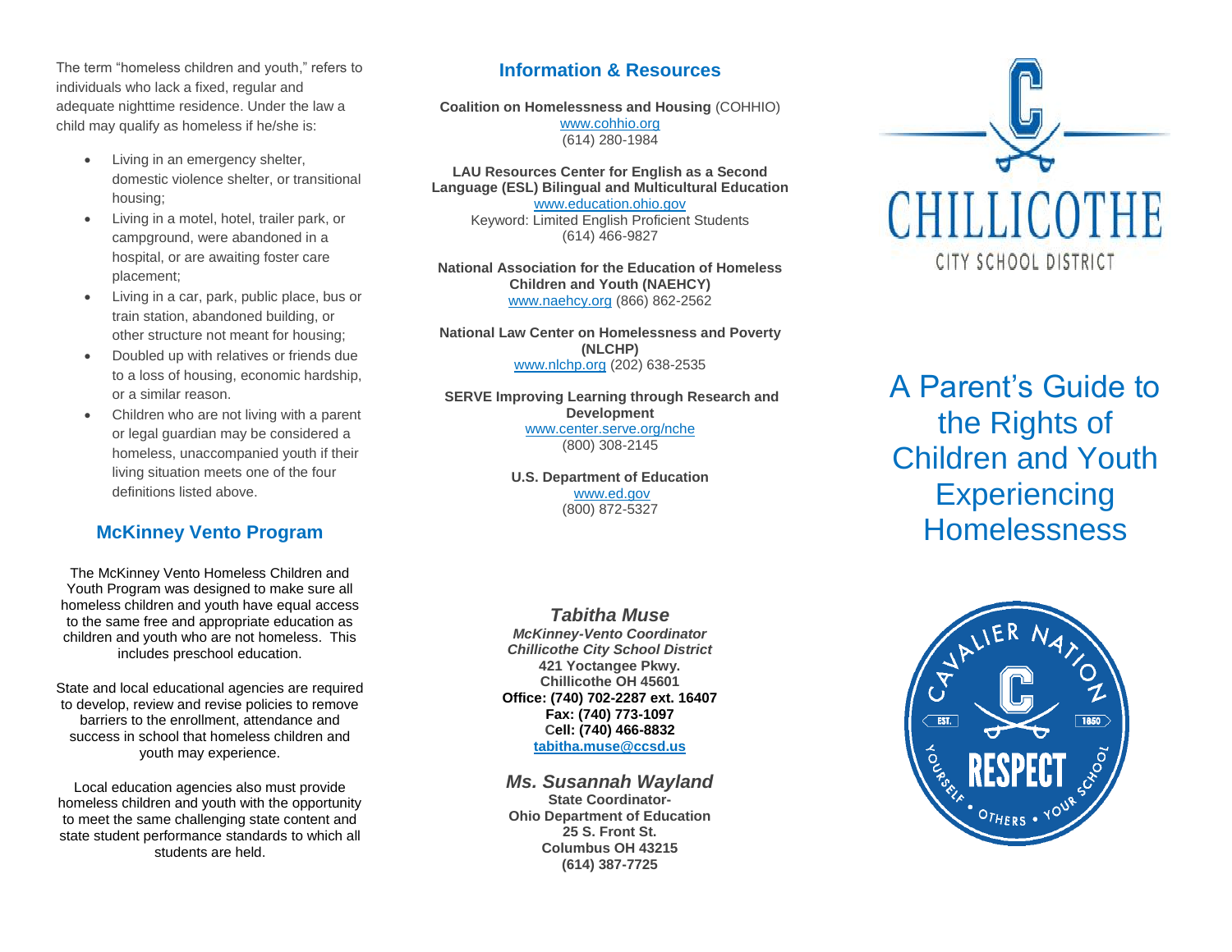The term "homeless children and youth," refers to individuals who lack a fixed, regular and adequate nighttime residence. Under the law a child may qualify as homeless if he/she is:

- Living in an emergency shelter, domestic violence shelter, or transitional housing;
- Living in a motel, hotel, trailer park, or campground, were abandoned in a hospital, or are awaiting foster care placement;
- Living in a car, park, public place, bus or train station, abandoned building, or other structure not meant for housing;
- Doubled up with relatives or friends due to a loss of housing, economic hardship, or a similar reason.
- Children who are not living with a parent or legal guardian may be considered a homeless, unaccompanied youth if their living situation meets one of the four definitions listed above.

## McKinney Vento Program

The McKinney Vento Homeless Children and Youth Program was designed to make sure all homeless children and youth have equal access to the same free and appropriate education as children and youth who are not homeless. This includes preschool education.

State and local educational agencies are required to develop, review and revise policies to remove barriers to the enrollment, attendance and success in school that homeless children and youth may experience.

Local education agencies also must provide homeless children and youth with the opportunity to meet the same challenging state content and state student performance standards to which all students are held.

## Information & Resources

**Coalition on Homelessness and Housing** (COHHIO)
www.cohhio.org
(614) 280-1984

**LAU Resources Center for English as a Second Language (ESL) Bilingual and Multicultural Education**
www.education.ohio.gov
Keyword: Limited English Proficient Students
(614) 466-9827

**National Association for the Education of Homeless Children and Youth (NAEHCY)**
www.naehcy.org (866) 862-2562

**National Law Center on Homelessness and Poverty (NLCHP)**
www.nlchp.org (202) 638-2535

**SERVE Improving Learning through Research and Development**
www.center.serve.org/nche
(800) 308-2145

**U.S. Department of Education**
www.ed.gov
(800) 872-5327

***Tabitha Muse***
***McKinney-Vento Coordinator***
***Chillicothe City School District***
**421 Yoctangee Pkwy.**
**Chillicothe OH 45601**
**Office: (740) 702-2287 ext. 16407**
**Fax: (740) 773-1097**
**Cell: (740) 466-8832**
**tabitha.muse@ccsd.us**

***Ms. Susannah Wayland***
**State Coordinator-**
**Ohio Department of Education**
**25 S. Front St.**
**Columbus OH 43215**
**(614) 387-7725**

CHILLICOTHE
CITY SCHOOL DISTRICT

# A Parent's Guide to the Rights of Children and Youth Experiencing Homelessness

CAVALIER NATION
EST. 1850
RESPECT
YOURSELF • OTHERS • YOUR SCHOOL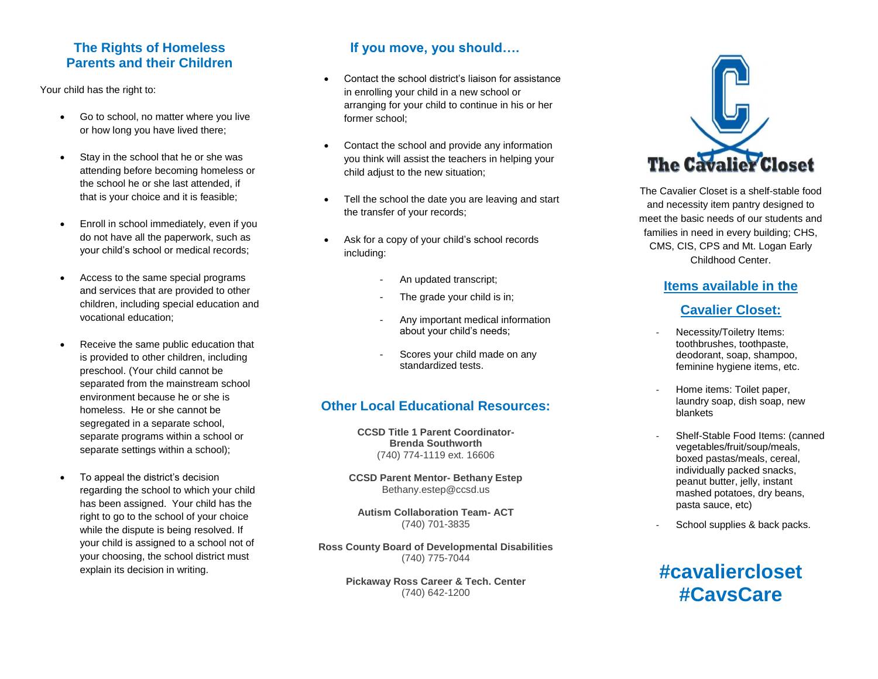## The Rights of Homeless Parents and their Children

Your child has the right to:

- Go to school, no matter where you live or how long you have lived there;
- Stay in the school that he or she was attending before becoming homeless or the school he or she last attended, if that is your choice and it is feasible;
- Enroll in school immediately, even if you do not have all the paperwork, such as your child's school or medical records;
- Access to the same special programs and services that are provided to other children, including special education and vocational education;
- Receive the same public education that is provided to other children, including preschool. (Your child cannot be separated from the mainstream school environment because he or she is homeless. He or she cannot be segregated in a separate school, separate programs within a school or separate settings within a school);
- To appeal the district's decision regarding the school to which your child has been assigned. Your child has the right to go to the school of your choice while the dispute is being resolved. If your child is assigned to a school not of your choosing, the school district must explain its decision in writing.

## If you move, you should….

- Contact the school district's liaison for assistance in enrolling your child in a new school or arranging for your child to continue in his or her former school;
- Contact the school and provide any information you think will assist the teachers in helping your child adjust to the new situation;
- Tell the school the date you are leaving and start the transfer of your records;
- Ask for a copy of your child's school records including:
  - An updated transcript;
  - The grade your child is in;
  - Any important medical information about your child's needs;
  - Scores your child made on any standardized tests.

## Other Local Educational Resources:

**CCSD Title 1 Parent Coordinator- Brenda Southworth**
(740) 774-1119 ext. 16606

**CCSD Parent Mentor- Bethany Estep**
Bethany.estep@ccsd.us

**Autism Collaboration Team- ACT**
(740) 701-3835

**Ross County Board of Developmental Disabilities**
(740) 775-7044

**Pickaway Ross Career & Tech. Center**
(740) 642-1200

The Cavalier Closet

The Cavalier Closet is a shelf-stable food and necessity item pantry designed to meet the basic needs of our students and families in need in every building; CHS, CMS, CIS, CPS and Mt. Logan Early Childhood Center.

## Items available in the Cavalier Closet:

- Necessity/Toiletry Items: toothbrushes, toothpaste, deodorant, soap, shampoo, feminine hygiene items, etc.
- Home items: Toilet paper, laundry soap, dish soap, new blankets
- Shelf-Stable Food Items: (canned vegetables/fruit/soup/meals, boxed pastas/meals, cereal, individually packed snacks, peanut butter, jelly, instant mashed potatoes, dry beans, pasta sauce, etc)
- School supplies & back packs.

**#cavaliercloset**
**#CavsCare**